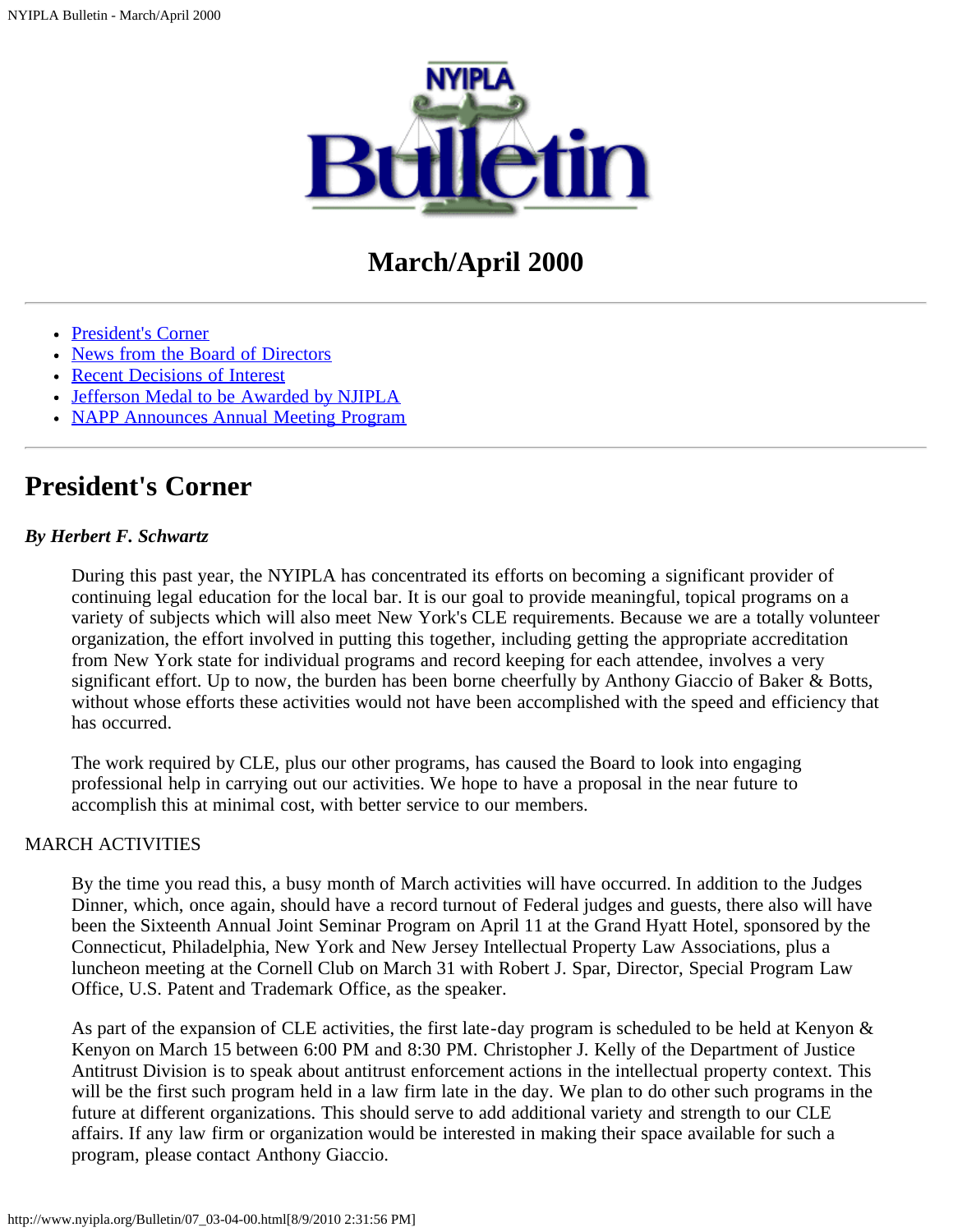# NYIPLA Bulletin

## March/April 2000

---

- President's Corner
- News from the Board of Directors
- Recent Decisions of Interest
- Jefferson Medal to be Awarded by NJIPLA
- NAPP Announces Annual Meeting Program

---

## President's Corner

***By Herbert F. Schwartz***

During this past year, the NYIPLA has concentrated its efforts on becoming a significant provider of continuing legal education for the local bar. It is our goal to provide meaningful, topical programs on a variety of subjects which will also meet New York's CLE requirements. Because we are a totally volunteer organization, the effort involved in putting this together, including getting the appropriate accreditation from New York state for individual programs and record keeping for each attendee, involves a very significant effort. Up to now, the burden has been borne cheerfully by Anthony Giaccio of Baker & Botts, without whose efforts these activities would not have been accomplished with the speed and efficiency that has occurred.

The work required by CLE, plus our other programs, has caused the Board to look into engaging professional help in carrying out our activities. We hope to have a proposal in the near future to accomplish this at minimal cost, with better service to our members.

MARCH ACTIVITIES

By the time you read this, a busy month of March activities will have occurred. In addition to the Judges Dinner, which, once again, should have a record turnout of Federal judges and guests, there also will have been the Sixteenth Annual Joint Seminar Program on April 11 at the Grand Hyatt Hotel, sponsored by the Connecticut, Philadelphia, New York and New Jersey Intellectual Property Law Associations, plus a luncheon meeting at the Cornell Club on March 31 with Robert J. Spar, Director, Special Program Law Office, U.S. Patent and Trademark Office, as the speaker.

As part of the expansion of CLE activities, the first late-day program is scheduled to be held at Kenyon & Kenyon on March 15 between 6:00 PM and 8:30 PM. Christopher J. Kelly of the Department of Justice Antitrust Division is to speak about antitrust enforcement actions in the intellectual property context. This will be the first such program held in a law firm late in the day. We plan to do other such programs in the future at different organizations. This should serve to add additional variety and strength to our CLE affairs. If any law firm or organization would be interested in making their space available for such a program, please contact Anthony Giaccio.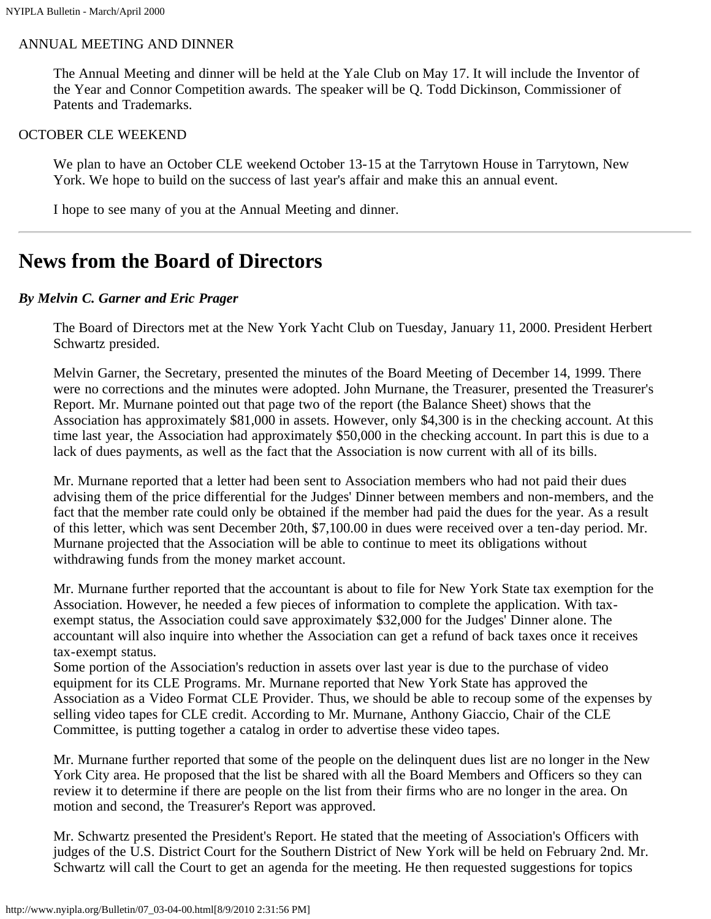ANNUAL MEETING AND DINNER

The Annual Meeting and dinner will be held at the Yale Club on May 17. It will include the Inventor of the Year and Connor Competition awards. The speaker will be Q. Todd Dickinson, Commissioner of Patents and Trademarks.

OCTOBER CLE WEEKEND

We plan to have an October CLE weekend October 13-15 at the Tarrytown House in Tarrytown, New York. We hope to build on the success of last year's affair and make this an annual event.

I hope to see many of you at the Annual Meeting and dinner.

---

# News from the Board of Directors

***By Melvin C. Garner and Eric Prager***

The Board of Directors met at the New York Yacht Club on Tuesday, January 11, 2000. President Herbert Schwartz presided.

Melvin Garner, the Secretary, presented the minutes of the Board Meeting of December 14, 1999. There were no corrections and the minutes were adopted. John Murnane, the Treasurer, presented the Treasurer's Report. Mr. Murnane pointed out that page two of the report (the Balance Sheet) shows that the Association has approximately $81,000 in assets. However, only $4,300 is in the checking account. At this time last year, the Association had approximately $50,000 in the checking account. In part this is due to a lack of dues payments, as well as the fact that the Association is now current with all of its bills.

Mr. Murnane reported that a letter had been sent to Association members who had not paid their dues advising them of the price differential for the Judges' Dinner between members and non-members, and the fact that the member rate could only be obtained if the member had paid the dues for the year. As a result of this letter, which was sent December 20th, $7,100.00 in dues were received over a ten-day period. Mr. Murnane projected that the Association will be able to continue to meet its obligations without withdrawing funds from the money market account.

Mr. Murnane further reported that the accountant is about to file for New York State tax exemption for the Association. However, he needed a few pieces of information to complete the application. With tax-exempt status, the Association could save approximately $32,000 for the Judges' Dinner alone. The accountant will also inquire into whether the Association can get a refund of back taxes once it receives tax-exempt status.
Some portion of the Association's reduction in assets over last year is due to the purchase of video equipment for its CLE Programs. Mr. Murnane reported that New York State has approved the Association as a Video Format CLE Provider. Thus, we should be able to recoup some of the expenses by selling video tapes for CLE credit. According to Mr. Murnane, Anthony Giaccio, Chair of the CLE Committee, is putting together a catalog in order to advertise these video tapes.

Mr. Murnane further reported that some of the people on the delinquent dues list are no longer in the New York City area. He proposed that the list be shared with all the Board Members and Officers so they can review it to determine if there are people on the list from their firms who are no longer in the area. On motion and second, the Treasurer's Report was approved.

Mr. Schwartz presented the President's Report. He stated that the meeting of Association's Officers with judges of the U.S. District Court for the Southern District of New York will be held on February 2nd. Mr. Schwartz will call the Court to get an agenda for the meeting. He then requested suggestions for topics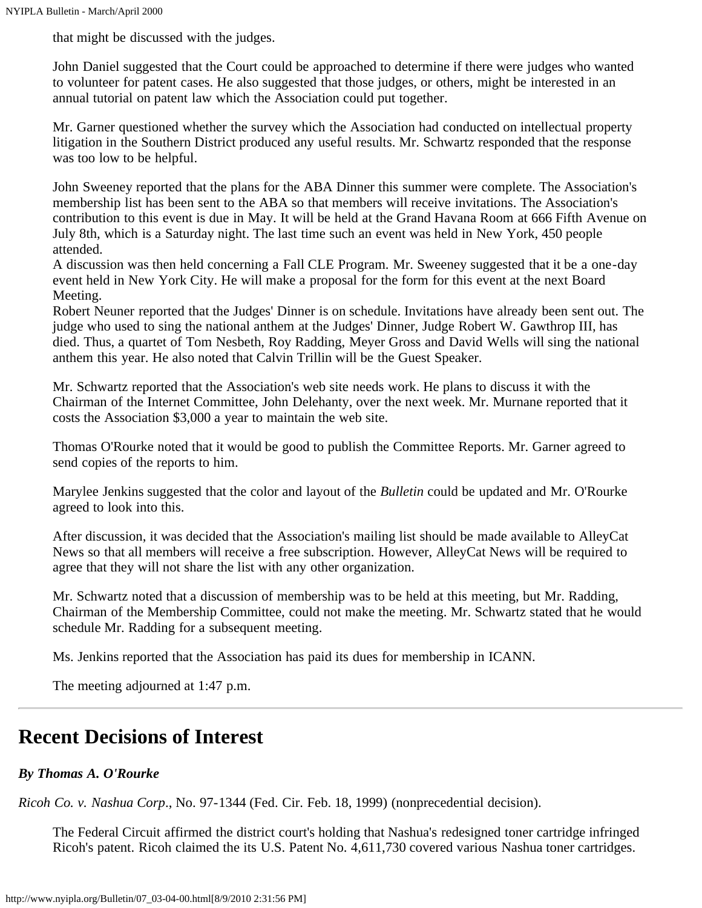that might be discussed with the judges.

John Daniel suggested that the Court could be approached to determine if there were judges who wanted to volunteer for patent cases. He also suggested that those judges, or others, might be interested in an annual tutorial on patent law which the Association could put together.

Mr. Garner questioned whether the survey which the Association had conducted on intellectual property litigation in the Southern District produced any useful results. Mr. Schwartz responded that the response was too low to be helpful.

John Sweeney reported that the plans for the ABA Dinner this summer were complete. The Association's membership list has been sent to the ABA so that members will receive invitations. The Association's contribution to this event is due in May. It will be held at the Grand Havana Room at 666 Fifth Avenue on July 8th, which is a Saturday night. The last time such an event was held in New York, 450 people attended.

A discussion was then held concerning a Fall CLE Program. Mr. Sweeney suggested that it be a one-day event held in New York City. He will make a proposal for the form for this event at the next Board Meeting.

Robert Neuner reported that the Judges' Dinner is on schedule. Invitations have already been sent out. The judge who used to sing the national anthem at the Judges' Dinner, Judge Robert W. Gawthrop III, has died. Thus, a quartet of Tom Nesbeth, Roy Radding, Meyer Gross and David Wells will sing the national anthem this year. He also noted that Calvin Trillin will be the Guest Speaker.

Mr. Schwartz reported that the Association's web site needs work. He plans to discuss it with the Chairman of the Internet Committee, John Delehanty, over the next week. Mr. Murnane reported that it costs the Association $3,000 a year to maintain the web site.

Thomas O'Rourke noted that it would be good to publish the Committee Reports. Mr. Garner agreed to send copies of the reports to him.

Marylee Jenkins suggested that the color and layout of the *Bulletin* could be updated and Mr. O'Rourke agreed to look into this.

After discussion, it was decided that the Association's mailing list should be made available to AlleyCat News so that all members will receive a free subscription. However, AlleyCat News will be required to agree that they will not share the list with any other organization.

Mr. Schwartz noted that a discussion of membership was to be held at this meeting, but Mr. Radding, Chairman of the Membership Committee, could not make the meeting. Mr. Schwartz stated that he would schedule Mr. Radding for a subsequent meeting.

Ms. Jenkins reported that the Association has paid its dues for membership in ICANN.

The meeting adjourned at 1:47 p.m.

---

## Recent Decisions of Interest

***By Thomas A. O'Rourke***

*Ricoh Co. v. Nashua Corp*., No. 97-1344 (Fed. Cir. Feb. 18, 1999) (nonprecedential decision).

The Federal Circuit affirmed the district court's holding that Nashua's redesigned toner cartridge infringed Ricoh's patent. Ricoh claimed the its U.S. Patent No. 4,611,730 covered various Nashua toner cartridges.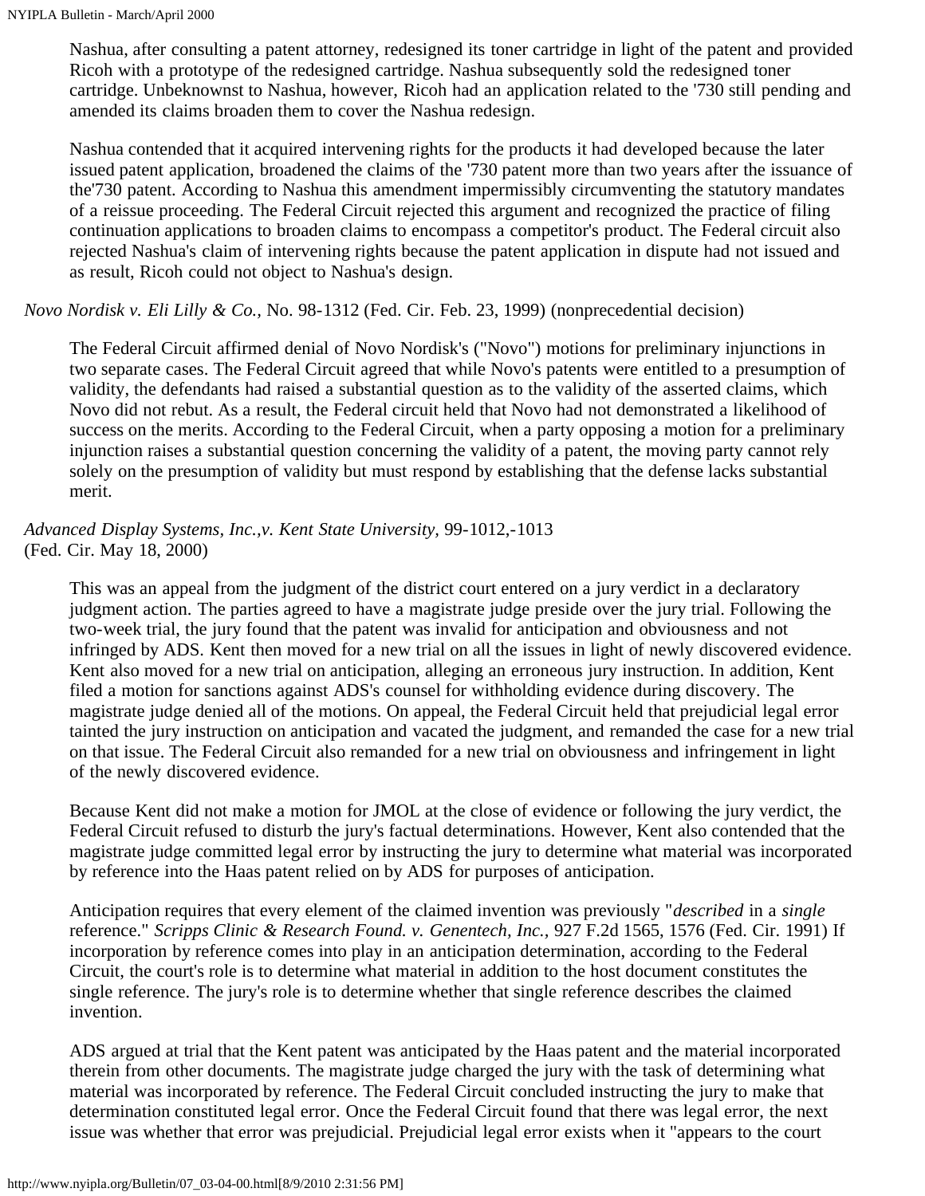Nashua, after consulting a patent attorney, redesigned its toner cartridge in light of the patent and provided Ricoh with a prototype of the redesigned cartridge. Nashua subsequently sold the redesigned toner cartridge. Unbeknownst to Nashua, however, Ricoh had an application related to the '730 still pending and amended its claims broaden them to cover the Nashua redesign.

Nashua contended that it acquired intervening rights for the products it had developed because the later issued patent application, broadened the claims of the '730 patent more than two years after the issuance of the'730 patent. According to Nashua this amendment impermissibly circumventing the statutory mandates of a reissue proceeding. The Federal Circuit rejected this argument and recognized the practice of filing continuation applications to broaden claims to encompass a competitor's product. The Federal circuit also rejected Nashua's claim of intervening rights because the patent application in dispute had not issued and as result, Ricoh could not object to Nashua's design.

*Novo Nordisk v. Eli Lilly & Co.,* No. 98-1312 (Fed. Cir. Feb. 23, 1999) (nonprecedential decision)

The Federal Circuit affirmed denial of Novo Nordisk's ("Novo") motions for preliminary injunctions in two separate cases. The Federal Circuit agreed that while Novo's patents were entitled to a presumption of validity, the defendants had raised a substantial question as to the validity of the asserted claims, which Novo did not rebut. As a result, the Federal circuit held that Novo had not demonstrated a likelihood of success on the merits. According to the Federal Circuit, when a party opposing a motion for a preliminary injunction raises a substantial question concerning the validity of a patent, the moving party cannot rely solely on the presumption of validity but must respond by establishing that the defense lacks substantial merit.

*Advanced Display Systems, Inc.,v. Kent State University,* 99-1012,-1013 (Fed. Cir. May 18, 2000)

This was an appeal from the judgment of the district court entered on a jury verdict in a declaratory judgment action. The parties agreed to have a magistrate judge preside over the jury trial. Following the two-week trial, the jury found that the patent was invalid for anticipation and obviousness and not infringed by ADS. Kent then moved for a new trial on all the issues in light of newly discovered evidence. Kent also moved for a new trial on anticipation, alleging an erroneous jury instruction. In addition, Kent filed a motion for sanctions against ADS's counsel for withholding evidence during discovery. The magistrate judge denied all of the motions. On appeal, the Federal Circuit held that prejudicial legal error tainted the jury instruction on anticipation and vacated the judgment, and remanded the case for a new trial on that issue. The Federal Circuit also remanded for a new trial on obviousness and infringement in light of the newly discovered evidence.

Because Kent did not make a motion for JMOL at the close of evidence or following the jury verdict, the Federal Circuit refused to disturb the jury's factual determinations. However, Kent also contended that the magistrate judge committed legal error by instructing the jury to determine what material was incorporated by reference into the Haas patent relied on by ADS for purposes of anticipation.

Anticipation requires that every element of the claimed invention was previously "*described* in a *single* reference." *Scripps Clinic & Research Found. v. Genentech, Inc.,* 927 F.2d 1565, 1576 (Fed. Cir. 1991) If incorporation by reference comes into play in an anticipation determination, according to the Federal Circuit, the court's role is to determine what material in addition to the host document constitutes the single reference. The jury's role is to determine whether that single reference describes the claimed invention.

ADS argued at trial that the Kent patent was anticipated by the Haas patent and the material incorporated therein from other documents. The magistrate judge charged the jury with the task of determining what material was incorporated by reference. The Federal Circuit concluded instructing the jury to make that determination constituted legal error. Once the Federal Circuit found that there was legal error, the next issue was whether that error was prejudicial. Prejudicial legal error exists when it "appears to the court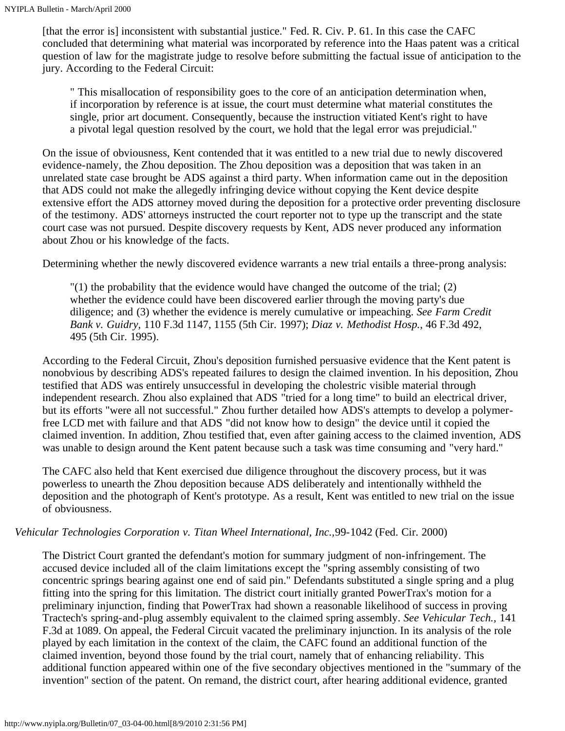[that the error is] inconsistent with substantial justice." Fed. R. Civ. P. 61. In this case the CAFC concluded that determining what material was incorporated by reference into the Haas patent was a critical question of law for the magistrate judge to resolve before submitting the factual issue of anticipation to the jury. According to the Federal Circuit:

> " This misallocation of responsibility goes to the core of an anticipation determination when, if incorporation by reference is at issue, the court must determine what material constitutes the single, prior art document. Consequently, because the instruction vitiated Kent's right to have a pivotal legal question resolved by the court, we hold that the legal error was prejudicial."

On the issue of obviousness, Kent contended that it was entitled to a new trial due to newly discovered evidence-namely, the Zhou deposition. The Zhou deposition was a deposition that was taken in an unrelated state case brought be ADS against a third party. When information came out in the deposition that ADS could not make the allegedly infringing device without copying the Kent device despite extensive effort the ADS attorney moved during the deposition for a protective order preventing disclosure of the testimony. ADS' attorneys instructed the court reporter not to type up the transcript and the state court case was not pursued. Despite discovery requests by Kent, ADS never produced any information about Zhou or his knowledge of the facts.

Determining whether the newly discovered evidence warrants a new trial entails a three-prong analysis:

> "(1) the probability that the evidence would have changed the outcome of the trial; (2) whether the evidence could have been discovered earlier through the moving party's due diligence; and (3) whether the evidence is merely cumulative or impeaching. *See Farm Credit Bank v. Guidry*, 110 F.3d 1147, 1155 (5th Cir. 1997); *Diaz v. Methodist Hosp.*, 46 F.3d 492, 495 (5th Cir. 1995).

According to the Federal Circuit, Zhou's deposition furnished persuasive evidence that the Kent patent is nonobvious by describing ADS's repeated failures to design the claimed invention. In his deposition, Zhou testified that ADS was entirely unsuccessful in developing the cholestric visible material through independent research. Zhou also explained that ADS "tried for a long time" to build an electrical driver, but its efforts "were all not successful." Zhou further detailed how ADS's attempts to develop a polymer-free LCD met with failure and that ADS "did not know how to design" the device until it copied the claimed invention. In addition, Zhou testified that, even after gaining access to the claimed invention, ADS was unable to design around the Kent patent because such a task was time consuming and "very hard."

The CAFC also held that Kent exercised due diligence throughout the discovery process, but it was powerless to unearth the Zhou deposition because ADS deliberately and intentionally withheld the deposition and the photograph of Kent's prototype. As a result, Kent was entitled to new trial on the issue of obviousness.

*Vehicular Technologies Corporation v. Titan Wheel International, Inc.*,99-1042 (Fed. Cir. 2000)

The District Court granted the defendant's motion for summary judgment of non-infringement. The accused device included all of the claim limitations except the "spring assembly consisting of two concentric springs bearing against one end of said pin." Defendants substituted a single spring and a plug fitting into the spring for this limitation. The district court initially granted PowerTrax's motion for a preliminary injunction, finding that PowerTrax had shown a reasonable likelihood of success in proving Tractech's spring-and-plug assembly equivalent to the claimed spring assembly. *See Vehicular Tech.,* 141 F.3d at 1089. On appeal, the Federal Circuit vacated the preliminary injunction. In its analysis of the role played by each limitation in the context of the claim, the CAFC found an additional function of the claimed invention, beyond those found by the trial court, namely that of enhancing reliability. This additional function appeared within one of the five secondary objectives mentioned in the "summary of the invention" section of the patent. On remand, the district court, after hearing additional evidence, granted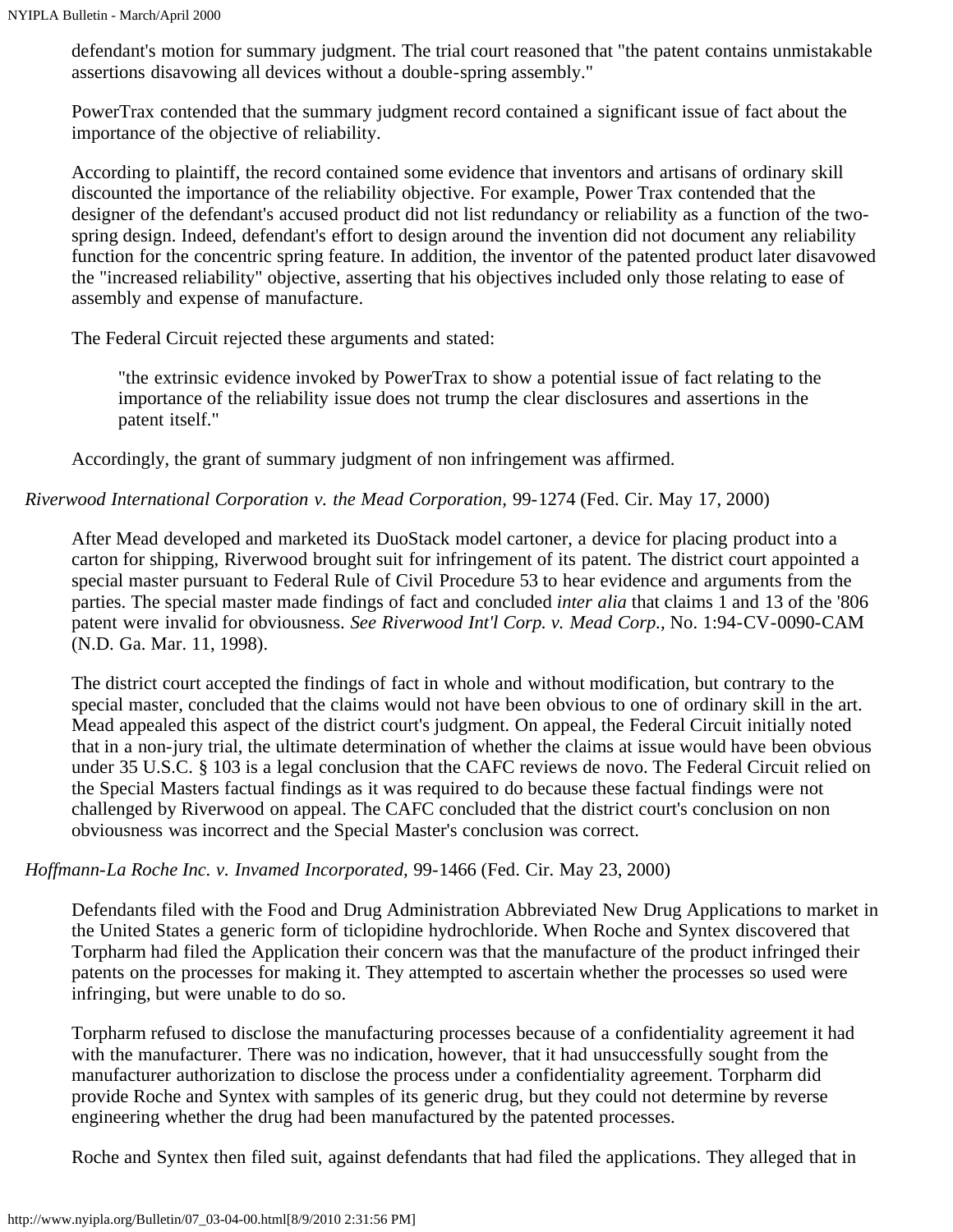defendant's motion for summary judgment. The trial court reasoned that "the patent contains unmistakable assertions disavowing all devices without a double-spring assembly."

PowerTrax contended that the summary judgment record contained a significant issue of fact about the importance of the objective of reliability.

According to plaintiff, the record contained some evidence that inventors and artisans of ordinary skill discounted the importance of the reliability objective. For example, Power Trax contended that the designer of the defendant's accused product did not list redundancy or reliability as a function of the two-spring design. Indeed, defendant's effort to design around the invention did not document any reliability function for the concentric spring feature. In addition, the inventor of the patented product later disavowed the "increased reliability" objective, asserting that his objectives included only those relating to ease of assembly and expense of manufacture.

The Federal Circuit rejected these arguments and stated:

> "the extrinsic evidence invoked by PowerTrax to show a potential issue of fact relating to the importance of the reliability issue does not trump the clear disclosures and assertions in the patent itself."

Accordingly, the grant of summary judgment of non infringement was affirmed.

*Riverwood International Corporation v. the Mead Corporation*, 99-1274 (Fed. Cir. May 17, 2000)

After Mead developed and marketed its DuoStack model cartoner, a device for placing product into a carton for shipping, Riverwood brought suit for infringement of its patent. The district court appointed a special master pursuant to Federal Rule of Civil Procedure 53 to hear evidence and arguments from the parties. The special master made findings of fact and concluded *inter alia* that claims 1 and 13 of the '806 patent were invalid for obviousness. *See Riverwood Int'l Corp. v. Mead Corp.*, No. 1:94-CV-0090-CAM (N.D. Ga. Mar. 11, 1998).

The district court accepted the findings of fact in whole and without modification, but contrary to the special master, concluded that the claims would not have been obvious to one of ordinary skill in the art. Mead appealed this aspect of the district court's judgment. On appeal, the Federal Circuit initially noted that in a non-jury trial, the ultimate determination of whether the claims at issue would have been obvious under 35 U.S.C. § 103 is a legal conclusion that the CAFC reviews de novo. The Federal Circuit relied on the Special Masters factual findings as it was required to do because these factual findings were not challenged by Riverwood on appeal. The CAFC concluded that the district court's conclusion on non obviousness was incorrect and the Special Master's conclusion was correct.

*Hoffmann-La Roche Inc. v. Invamed Incorporated*, 99-1466 (Fed. Cir. May 23, 2000)

Defendants filed with the Food and Drug Administration Abbreviated New Drug Applications to market in the United States a generic form of ticlopidine hydrochloride. When Roche and Syntex discovered that Torpharm had filed the Application their concern was that the manufacture of the product infringed their patents on the processes for making it. They attempted to ascertain whether the processes so used were infringing, but were unable to do so.

Torpharm refused to disclose the manufacturing processes because of a confidentiality agreement it had with the manufacturer. There was no indication, however, that it had unsuccessfully sought from the manufacturer authorization to disclose the process under a confidentiality agreement. Torpharm did provide Roche and Syntex with samples of its generic drug, but they could not determine by reverse engineering whether the drug had been manufactured by the patented processes.

Roche and Syntex then filed suit, against defendants that had filed the applications. They alleged that in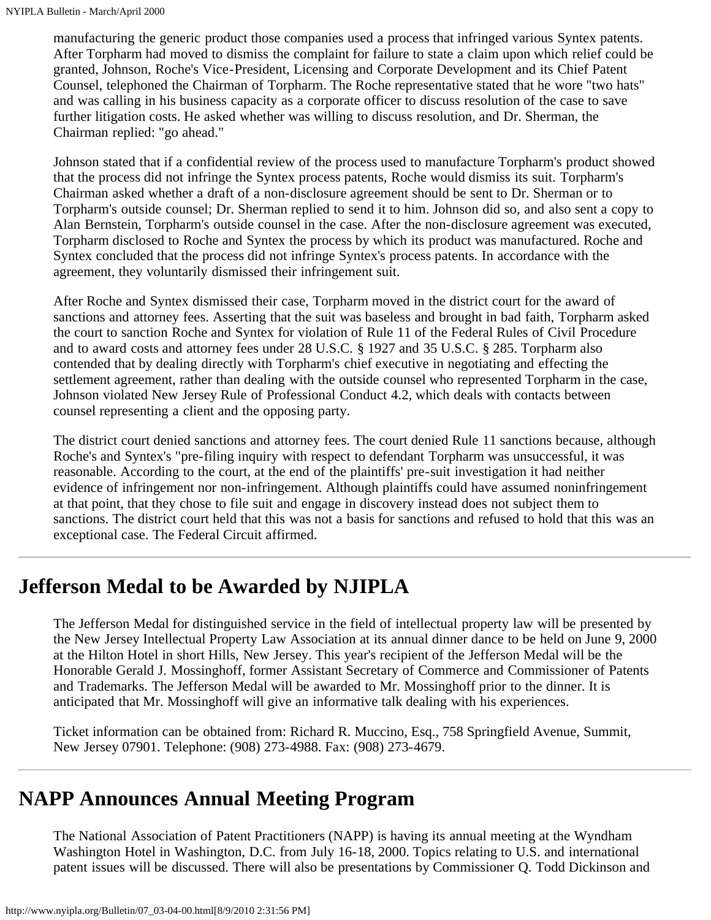manufacturing the generic product those companies used a process that infringed various Syntex patents. After Torpharm had moved to dismiss the complaint for failure to state a claim upon which relief could be granted, Johnson, Roche's Vice-President, Licensing and Corporate Development and its Chief Patent Counsel, telephoned the Chairman of Torpharm. The Roche representative stated that he wore "two hats" and was calling in his business capacity as a corporate officer to discuss resolution of the case to save further litigation costs. He asked whether was willing to discuss resolution, and Dr. Sherman, the Chairman replied: "go ahead."

Johnson stated that if a confidential review of the process used to manufacture Torpharm's product showed that the process did not infringe the Syntex process patents, Roche would dismiss its suit. Torpharm's Chairman asked whether a draft of a non-disclosure agreement should be sent to Dr. Sherman or to Torpharm's outside counsel; Dr. Sherman replied to send it to him. Johnson did so, and also sent a copy to Alan Bernstein, Torpharm's outside counsel in the case. After the non-disclosure agreement was executed, Torpharm disclosed to Roche and Syntex the process by which its product was manufactured. Roche and Syntex concluded that the process did not infringe Syntex's process patents. In accordance with the agreement, they voluntarily dismissed their infringement suit.

After Roche and Syntex dismissed their case, Torpharm moved in the district court for the award of sanctions and attorney fees. Asserting that the suit was baseless and brought in bad faith, Torpharm asked the court to sanction Roche and Syntex for violation of Rule 11 of the Federal Rules of Civil Procedure and to award costs and attorney fees under 28 U.S.C. § 1927 and 35 U.S.C. § 285. Torpharm also contended that by dealing directly with Torpharm's chief executive in negotiating and effecting the settlement agreement, rather than dealing with the outside counsel who represented Torpharm in the case, Johnson violated New Jersey Rule of Professional Conduct 4.2, which deals with contacts between counsel representing a client and the opposing party.

The district court denied sanctions and attorney fees. The court denied Rule 11 sanctions because, although Roche's and Syntex's "pre-filing inquiry with respect to defendant Torpharm was unsuccessful, it was reasonable. According to the court, at the end of the plaintiffs' pre-suit investigation it had neither evidence of infringement nor non-infringement. Although plaintiffs could have assumed noninfringement at that point, that they chose to file suit and engage in discovery instead does not subject them to sanctions. The district court held that this was not a basis for sanctions and refused to hold that this was an exceptional case. The Federal Circuit affirmed.

---

## Jefferson Medal to be Awarded by NJIPLA

The Jefferson Medal for distinguished service in the field of intellectual property law will be presented by the New Jersey Intellectual Property Law Association at its annual dinner dance to be held on June 9, 2000 at the Hilton Hotel in short Hills, New Jersey. This year's recipient of the Jefferson Medal will be the Honorable Gerald J. Mossinghoff, former Assistant Secretary of Commerce and Commissioner of Patents and Trademarks. The Jefferson Medal will be awarded to Mr. Mossinghoff prior to the dinner. It is anticipated that Mr. Mossinghoff will give an informative talk dealing with his experiences.

Ticket information can be obtained from: Richard R. Muccino, Esq., 758 Springfield Avenue, Summit, New Jersey 07901. Telephone: (908) 273-4988. Fax: (908) 273-4679.

---

## NAPP Announces Annual Meeting Program

The National Association of Patent Practitioners (NAPP) is having its annual meeting at the Wyndham Washington Hotel in Washington, D.C. from July 16-18, 2000. Topics relating to U.S. and international patent issues will be discussed. There will also be presentations by Commissioner Q. Todd Dickinson and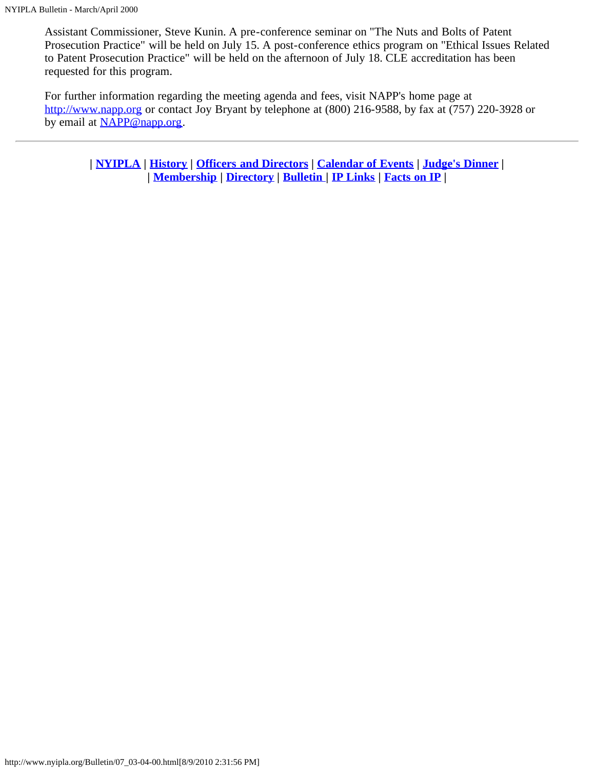Assistant Commissioner, Steve Kunin. A pre-conference seminar on "The Nuts and Bolts of Patent Prosecution Practice" will be held on July 15. A post-conference ethics program on "Ethical Issues Related to Patent Prosecution Practice" will be held on the afternoon of July 18. CLE accreditation has been requested for this program.

For further information regarding the meeting agenda and fees, visit NAPP's home page at http://www.napp.org or contact Joy Bryant by telephone at (800) 216-9588, by fax at (757) 220-3928 or by email at NAPP@napp.org.

---

**| NYIPLA | History | Officers and Directors | Calendar of Events | Judge's Dinner |**
**| Membership | Directory | Bulletin | IP Links | Facts on IP |**